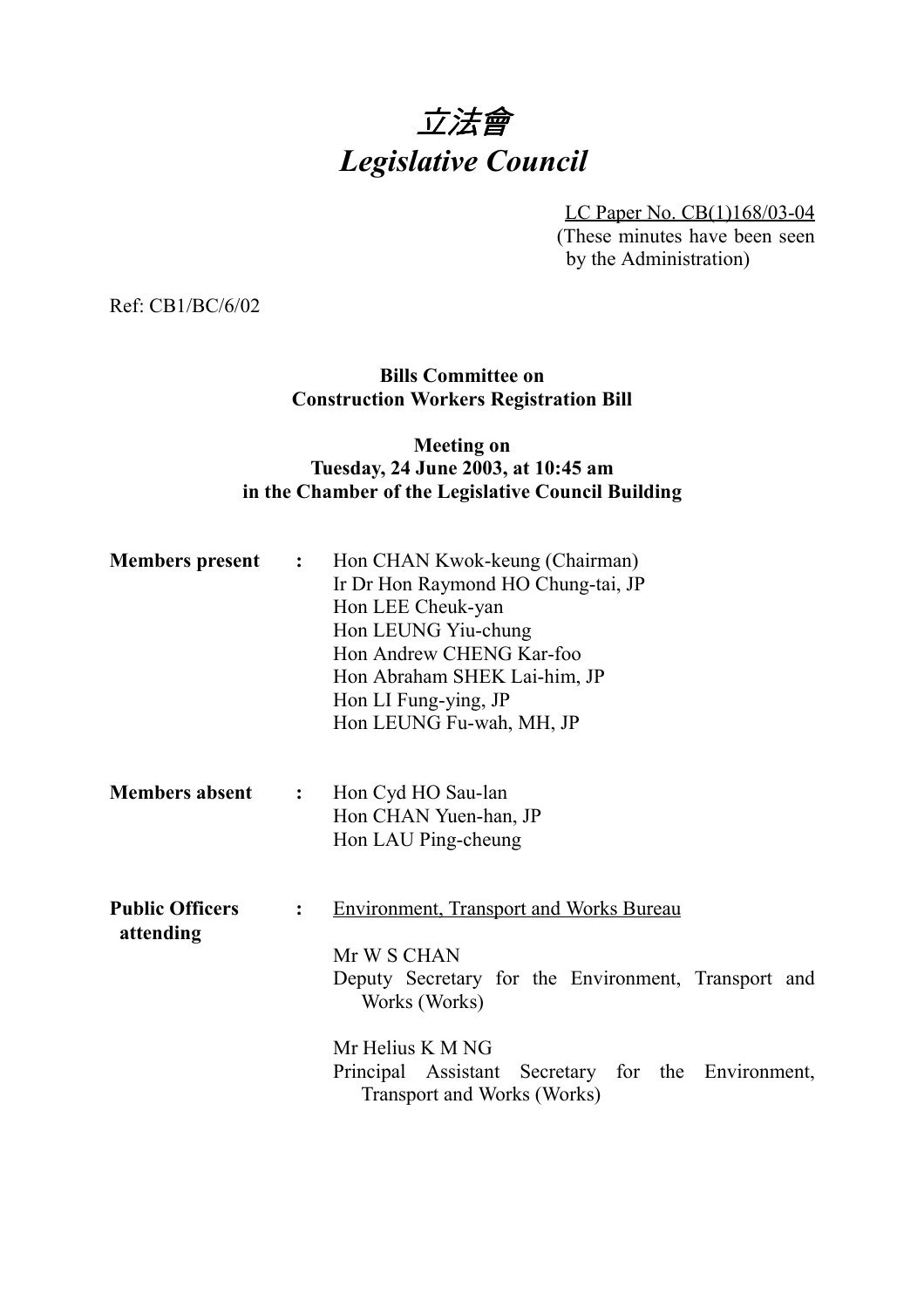# *立法會*
# *Legislative Council*

LC Paper No. CB(1)168/03-04
(These minutes have been seen by the Administration)

Ref: CB1/BC/6/02

**Bills Committee on**
**Construction Workers Registration Bill**

**Meeting on**
**Tuesday, 24 June 2003, at 10:45 am**
**in the Chamber of the Legislative Council Building**

**Members present** : Hon CHAN Kwok-keung (Chairman)
Ir Dr Hon Raymond HO Chung-tai, JP
Hon LEE Cheuk-yan
Hon LEUNG Yiu-chung
Hon Andrew CHENG Kar-foo
Hon Abraham SHEK Lai-him, JP
Hon LI Fung-ying, JP
Hon LEUNG Fu-wah, MH, JP

**Members absent** : Hon Cyd HO Sau-lan
Hon CHAN Yuen-han, JP
Hon LAU Ping-cheung

**Public Officers attending** : Environment, Transport and Works Bureau

Mr W S CHAN
Deputy Secretary for the Environment, Transport and Works (Works)

Mr Helius K M NG
Principal Assistant Secretary for the Environment, Transport and Works (Works)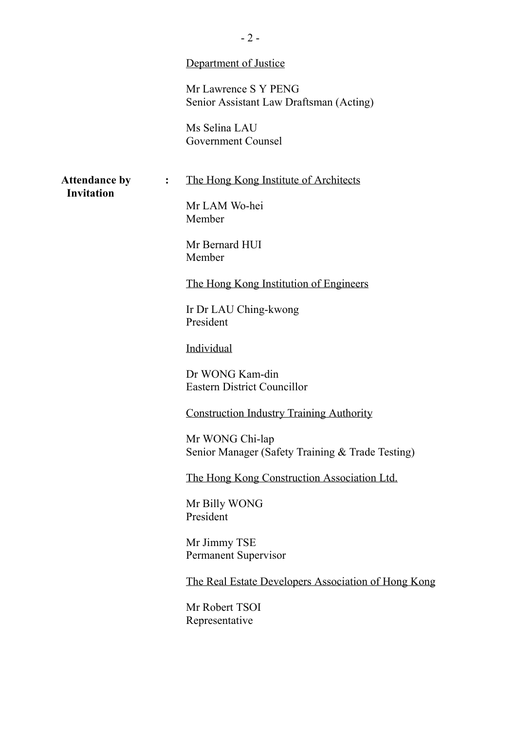Department of Justice

Mr Lawrence S Y PENG
Senior Assistant Law Draftsman (Acting)

Ms Selina LAU
Government Counsel

**Attendance by Invitation** :

The Hong Kong Institute of Architects

Mr LAM Wo-hei
Member

Mr Bernard HUI
Member

The Hong Kong Institution of Engineers

Ir Dr LAU Ching-kwong
President

Individual

Dr WONG Kam-din
Eastern District Councillor

Construction Industry Training Authority

Mr WONG Chi-lap
Senior Manager (Safety Training & Trade Testing)

The Hong Kong Construction Association Ltd.

Mr Billy WONG
President

Mr Jimmy TSE
Permanent Supervisor

The Real Estate Developers Association of Hong Kong

Mr Robert TSOI
Representative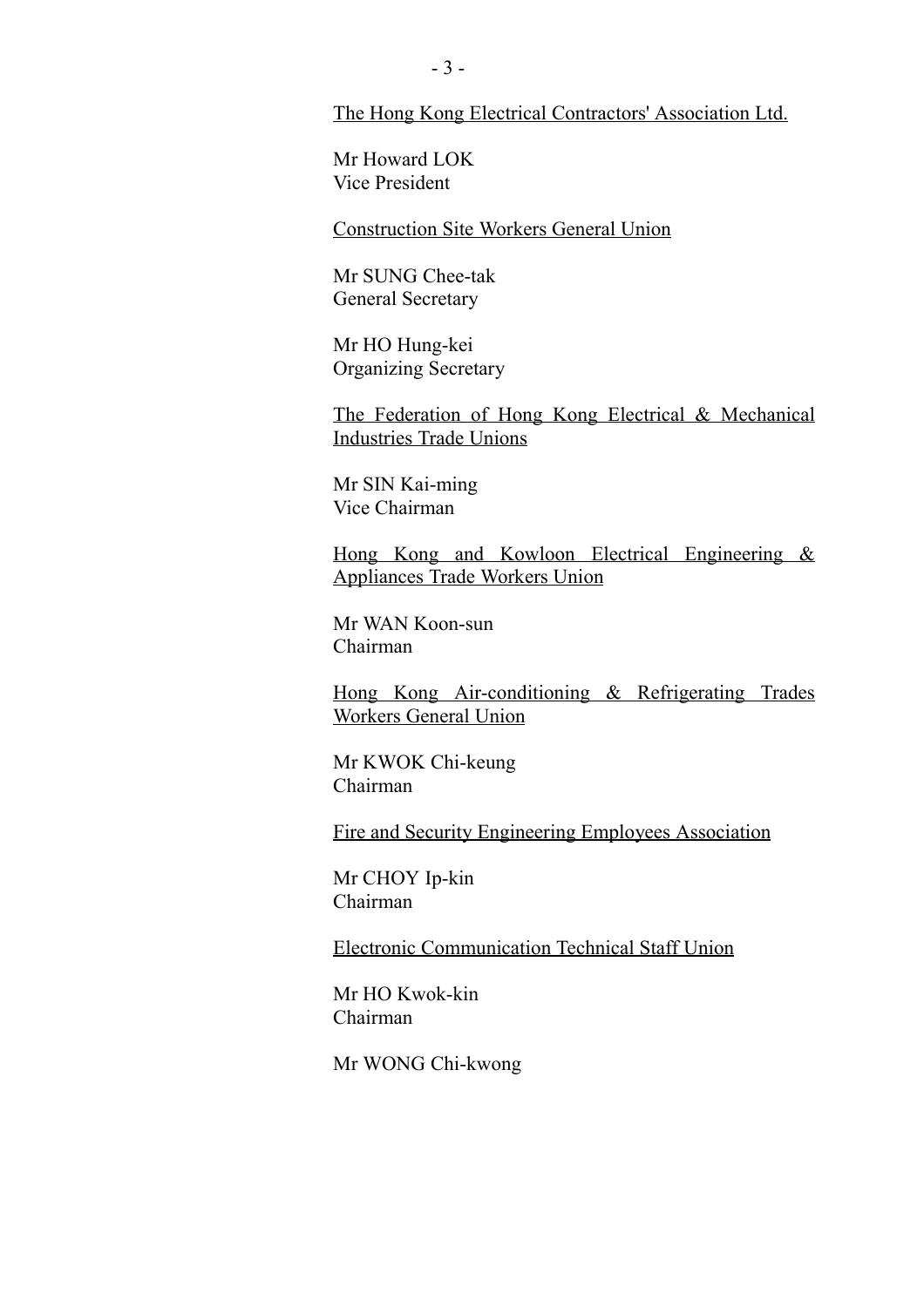<u>The Hong Kong Electrical Contractors' Association Ltd.</u>

Mr Howard LOK
Vice President

<u>Construction Site Workers General Union</u>

Mr SUNG Chee-tak
General Secretary

Mr HO Hung-kei
Organizing Secretary

<u>The Federation of Hong Kong Electrical & Mechanical Industries Trade Unions</u>

Mr SIN Kai-ming
Vice Chairman

<u>Hong Kong and Kowloon Electrical Engineering & Appliances Trade Workers Union</u>

Mr WAN Koon-sun
Chairman

<u>Hong Kong Air-conditioning & Refrigerating Trades Workers General Union</u>

Mr KWOK Chi-keung
Chairman

<u>Fire and Security Engineering Employees Association</u>

Mr CHOY Ip-kin
Chairman

<u>Electronic Communication Technical Staff Union</u>

Mr HO Kwok-kin
Chairman

Mr WONG Chi-kwong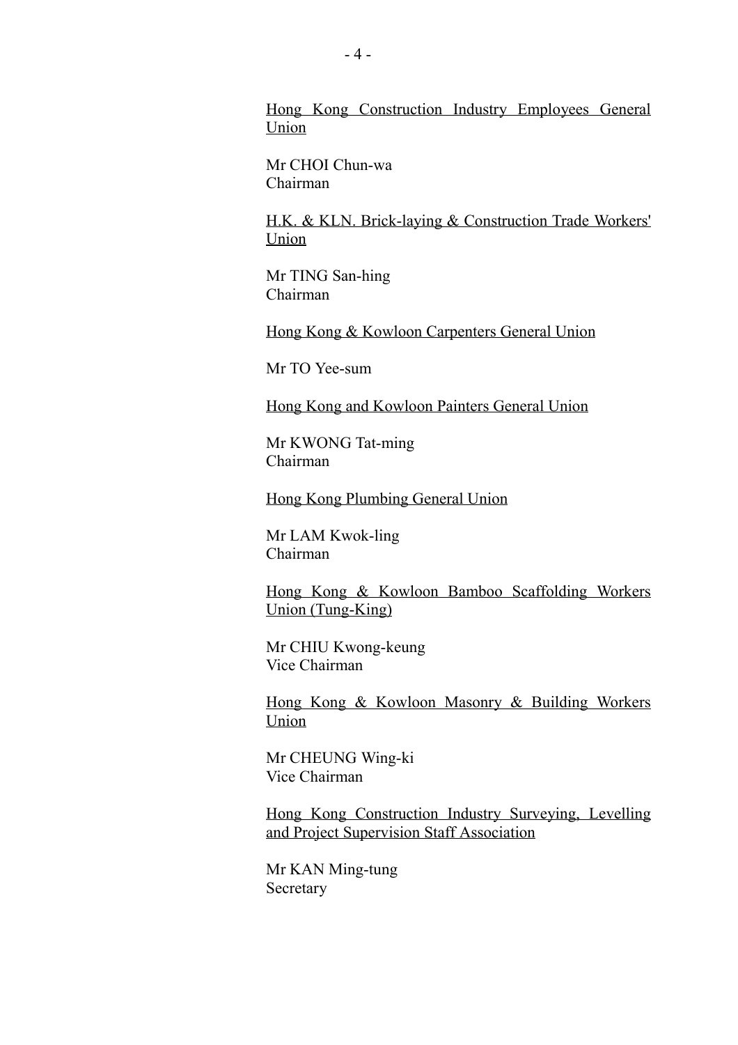<u>Hong Kong Construction Industry Employees General Union</u>

Mr CHOI Chun-wa
Chairman

<u>H.K. & KLN. Brick-laying & Construction Trade Workers' Union</u>

Mr TING San-hing
Chairman

<u>Hong Kong & Kowloon Carpenters General Union</u>

Mr TO Yee-sum

<u>Hong Kong and Kowloon Painters General Union</u>

Mr KWONG Tat-ming
Chairman

<u>Hong Kong Plumbing General Union</u>

Mr LAM Kwok-ling
Chairman

<u>Hong Kong & Kowloon Bamboo Scaffolding Workers Union (Tung-King)</u>

Mr CHIU Kwong-keung
Vice Chairman

<u>Hong Kong & Kowloon Masonry & Building Workers Union</u>

Mr CHEUNG Wing-ki
Vice Chairman

<u>Hong Kong Construction Industry Surveying, Levelling and Project Supervision Staff Association</u>

Mr KAN Ming-tung
Secretary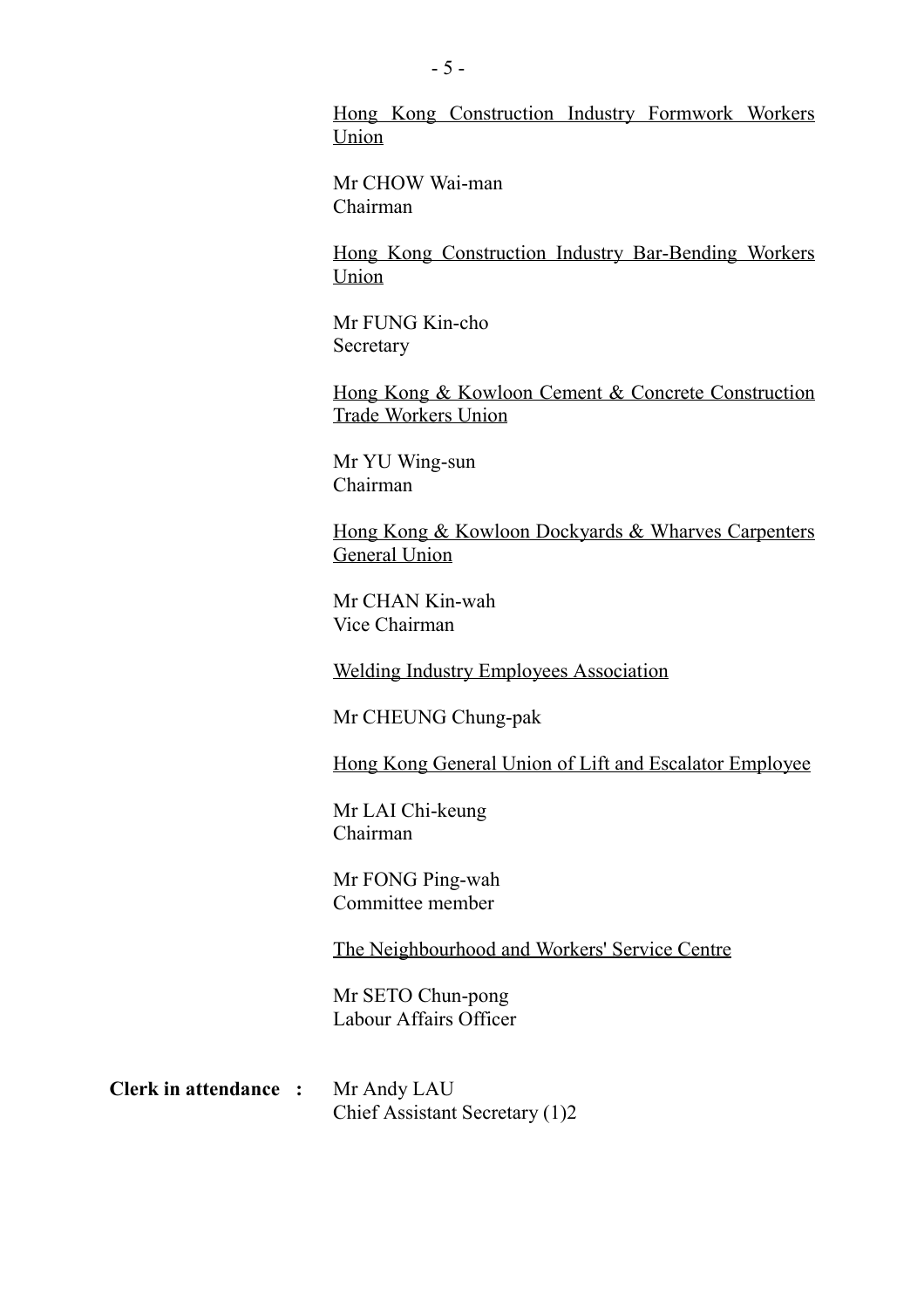<u>Hong Kong Construction Industry Formwork Workers Union</u>

Mr CHOW Wai-man
Chairman

<u>Hong Kong Construction Industry Bar-Bending Workers Union</u>

Mr FUNG Kin-cho
Secretary

<u>Hong Kong & Kowloon Cement & Concrete Construction Trade Workers Union</u>

Mr YU Wing-sun
Chairman

<u>Hong Kong & Kowloon Dockyards & Wharves Carpenters General Union</u>

Mr CHAN Kin-wah
Vice Chairman

<u>Welding Industry Employees Association</u>

Mr CHEUNG Chung-pak

<u>Hong Kong General Union of Lift and Escalator Employee</u>

Mr LAI Chi-keung
Chairman

Mr FONG Ping-wah
Committee member

<u>The Neighbourhood and Workers' Service Centre</u>

Mr SETO Chun-pong
Labour Affairs Officer

**Clerk in attendance :** Mr Andy LAU
Chief Assistant Secretary (1)2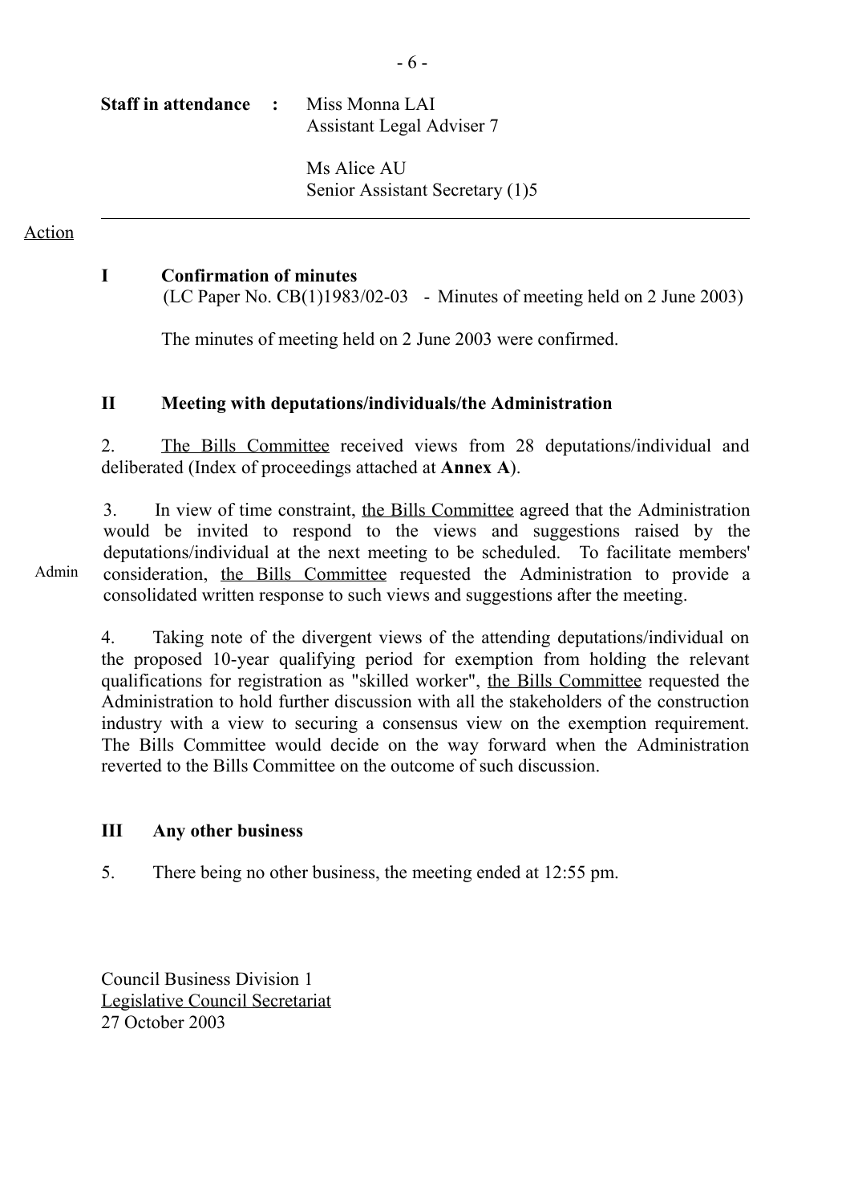**Staff in attendance** : Miss Monna LAI
Assistant Legal Adviser 7

Ms Alice AU
Senior Assistant Secretary (1)5

---

Action

## I Confirmation of minutes

(LC Paper No. CB(1)1983/02-03 - Minutes of meeting held on 2 June 2003)

The minutes of meeting held on 2 June 2003 were confirmed.

## II Meeting with deputations/individuals/the Administration

2. The Bills Committee received views from 28 deputations/individual and deliberated (Index of proceedings attached at **Annex A**).

3. In view of time constraint, the Bills Committee agreed that the Administration would be invited to respond to the views and suggestions raised by the deputations/individual at the next meeting to be scheduled. To facilitate members' consideration, the Bills Committee requested the Administration to provide a consolidated written response to such views and suggestions after the meeting.

Admin

4. Taking note of the divergent views of the attending deputations/individual on the proposed 10-year qualifying period for exemption from holding the relevant qualifications for registration as "skilled worker", the Bills Committee requested the Administration to hold further discussion with all the stakeholders of the construction industry with a view to securing a consensus view on the exemption requirement. The Bills Committee would decide on the way forward when the Administration reverted to the Bills Committee on the outcome of such discussion.

## III Any other business

5. There being no other business, the meeting ended at 12:55 pm.

Council Business Division 1
Legislative Council Secretariat
27 October 2003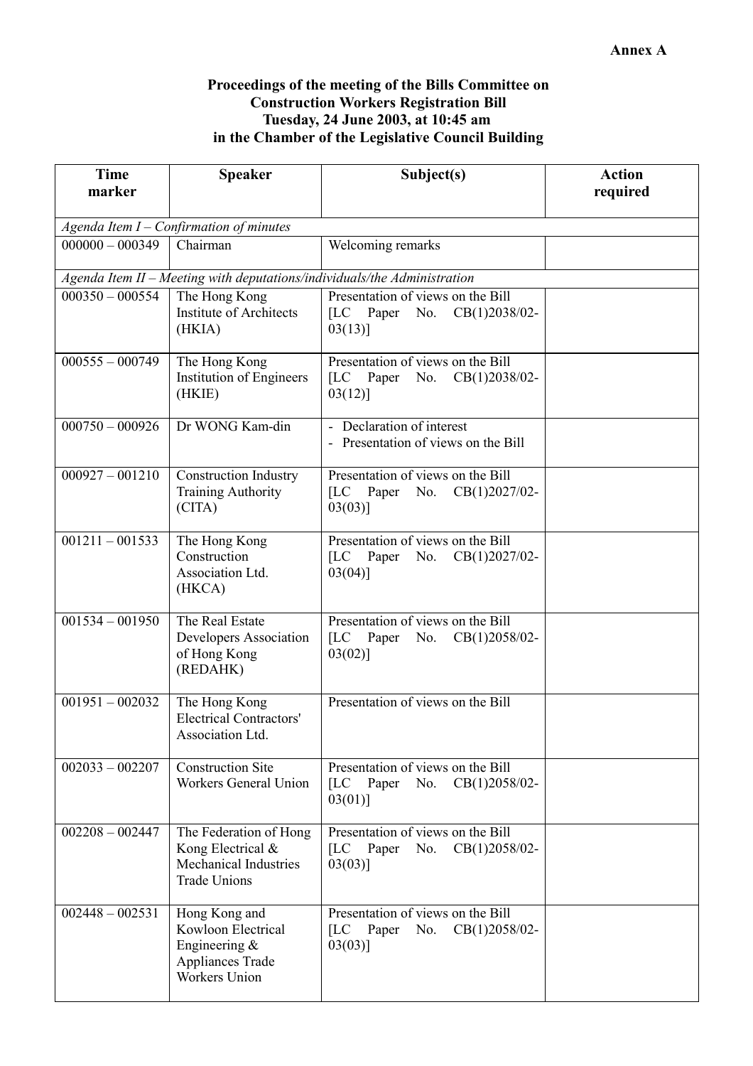**Annex A**

**Proceedings of the meeting of the Bills Committee on Construction Workers Registration Bill Tuesday, 24 June 2003, at 10:45 am in the Chamber of the Legislative Council Building**

| Time marker | Speaker | Subject(s) | Action required |
|---|---|---|---|
| *Agenda Item I – Confirmation of minutes* | | | |
| 000000 – 000349 | Chairman | Welcoming remarks | |
| *Agenda Item II – Meeting with deputations/individuals/the Administration* | | | |
| 000350 – 000554 | The Hong Kong Institute of Architects (HKIA) | Presentation of views on the Bill [LC Paper No. CB(1)2038/02-03(13)] | |
| 000555 – 000749 | The Hong Kong Institution of Engineers (HKIE) | Presentation of views on the Bill [LC Paper No. CB(1)2038/02-03(12)] | |
| 000750 – 000926 | Dr WONG Kam-din | - Declaration of interest<br>- Presentation of views on the Bill | |
| 000927 – 001210 | Construction Industry Training Authority (CITA) | Presentation of views on the Bill [LC Paper No. CB(1)2027/02-03(03)] | |
| 001211 – 001533 | The Hong Kong Construction Association Ltd. (HKCA) | Presentation of views on the Bill [LC Paper No. CB(1)2027/02-03(04)] | |
| 001534 – 001950 | The Real Estate Developers Association of Hong Kong (REDAHK) | Presentation of views on the Bill [LC Paper No. CB(1)2058/02-03(02)] | |
| 001951 – 002032 | The Hong Kong Electrical Contractors' Association Ltd. | Presentation of views on the Bill | |
| 002033 – 002207 | Construction Site Workers General Union | Presentation of views on the Bill [LC Paper No. CB(1)2058/02-03(01)] | |
| 002208 – 002447 | The Federation of Hong Kong Electrical & Mechanical Industries Trade Unions | Presentation of views on the Bill [LC Paper No. CB(1)2058/02-03(03)] | |
| 002448 – 002531 | Hong Kong and Kowloon Electrical Engineering & Appliances Trade Workers Union | Presentation of views on the Bill [LC Paper No. CB(1)2058/02-03(03)] | |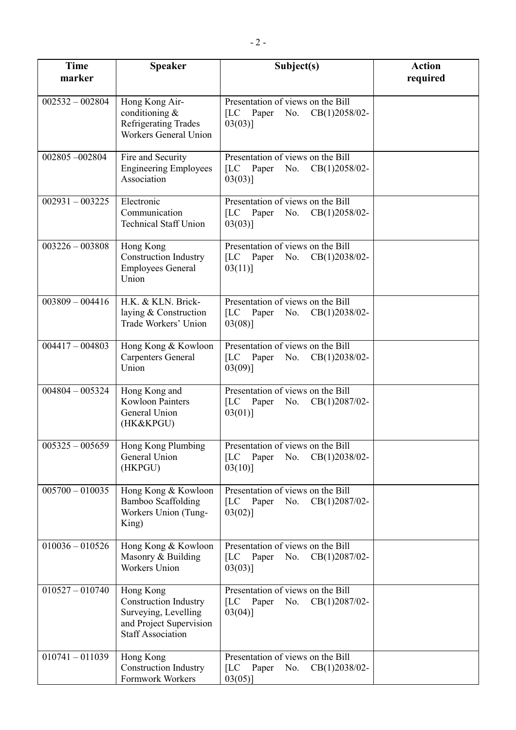| Time marker | Speaker | Subject(s) | Action required |
|---|---|---|---|
| 002532 – 002804 | Hong Kong Air-conditioning & Refrigerating Trades Workers General Union | Presentation of views on the Bill [LC Paper No. CB(1)2058/02-03(03)] | |
| 002805 –002804 | Fire and Security Engineering Employees Association | Presentation of views on the Bill [LC Paper No. CB(1)2058/02-03(03)] | |
| 002931 – 003225 | Electronic Communication Technical Staff Union | Presentation of views on the Bill [LC Paper No. CB(1)2058/02-03(03)] | |
| 003226 – 003808 | Hong Kong Construction Industry Employees General Union | Presentation of views on the Bill [LC Paper No. CB(1)2038/02-03(11)] | |
| 003809 – 004416 | H.K. & KLN. Brick-laying & Construction Trade Workers' Union | Presentation of views on the Bill [LC Paper No. CB(1)2038/02-03(08)] | |
| 004417 – 004803 | Hong Kong & Kowloon Carpenters General Union | Presentation of views on the Bill [LC Paper No. CB(1)2038/02-03(09)] | |
| 004804 – 005324 | Hong Kong and Kowloon Painters General Union (HK&KPGU) | Presentation of views on the Bill [LC Paper No. CB(1)2087/02-03(01)] | |
| 005325 – 005659 | Hong Kong Plumbing General Union (HKPGU) | Presentation of views on the Bill [LC Paper No. CB(1)2038/02-03(10)] | |
| 005700 – 010035 | Hong Kong & Kowloon Bamboo Scaffolding Workers Union (Tung-King) | Presentation of views on the Bill [LC Paper No. CB(1)2087/02-03(02)] | |
| 010036 – 010526 | Hong Kong & Kowloon Masonry & Building Workers Union | Presentation of views on the Bill [LC Paper No. CB(1)2087/02-03(03)] | |
| 010527 – 010740 | Hong Kong Construction Industry Surveying, Levelling and Project Supervision Staff Association | Presentation of views on the Bill [LC Paper No. CB(1)2087/02-03(04)] | |
| 010741 – 011039 | Hong Kong Construction Industry Formwork Workers | Presentation of views on the Bill [LC Paper No. CB(1)2038/02-03(05)] | |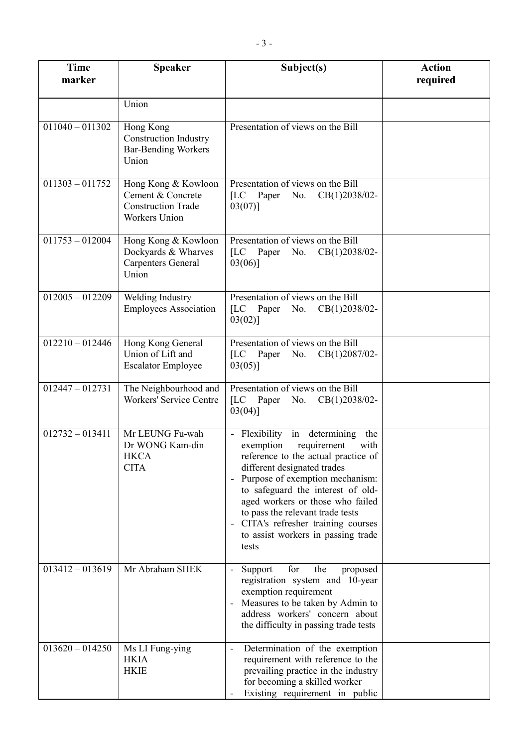| Time marker | Speaker | Subject(s) | Action required |
|---|---|---|---|
| | Union | | |
| 011040 – 011302 | Hong Kong Construction Industry Bar-Bending Workers Union | Presentation of views on the Bill | |
| 011303 – 011752 | Hong Kong & Kowloon Cement & Concrete Construction Trade Workers Union | Presentation of views on the Bill [LC Paper No. CB(1)2038/02-03(07)] | |
| 011753 – 012004 | Hong Kong & Kowloon Dockyards & Wharves Carpenters General Union | Presentation of views on the Bill [LC Paper No. CB(1)2038/02-03(06)] | |
| 012005 – 012209 | Welding Industry Employees Association | Presentation of views on the Bill [LC Paper No. CB(1)2038/02-03(02)] | |
| 012210 – 012446 | Hong Kong General Union of Lift and Escalator Employee | Presentation of views on the Bill [LC Paper No. CB(1)2087/02-03(05)] | |
| 012447 – 012731 | The Neighbourhood and Workers' Service Centre | Presentation of views on the Bill [LC Paper No. CB(1)2038/02-03(04)] | |
| 012732 – 013411 | Mr LEUNG Fu-wah<br>Dr WONG Kam-din<br>HKCA<br>CITA | - Flexibility in determining the exemption requirement with reference to the actual practice of different designated trades<br>- Purpose of exemption mechanism: to safeguard the interest of old-aged workers or those who failed to pass the relevant trade tests<br>- CITA's refresher training courses to assist workers in passing trade tests | |
| 013412 – 013619 | Mr Abraham SHEK | - Support for the proposed registration system and 10-year exemption requirement<br>- Measures to be taken by Admin to address workers' concern about the difficulty in passing trade tests | |
| 013620 – 014250 | Ms LI Fung-ying<br>HKIA<br>HKIE | - Determination of the exemption requirement with reference to the prevailing practice in the industry for becoming a skilled worker<br>- Existing requirement in public | |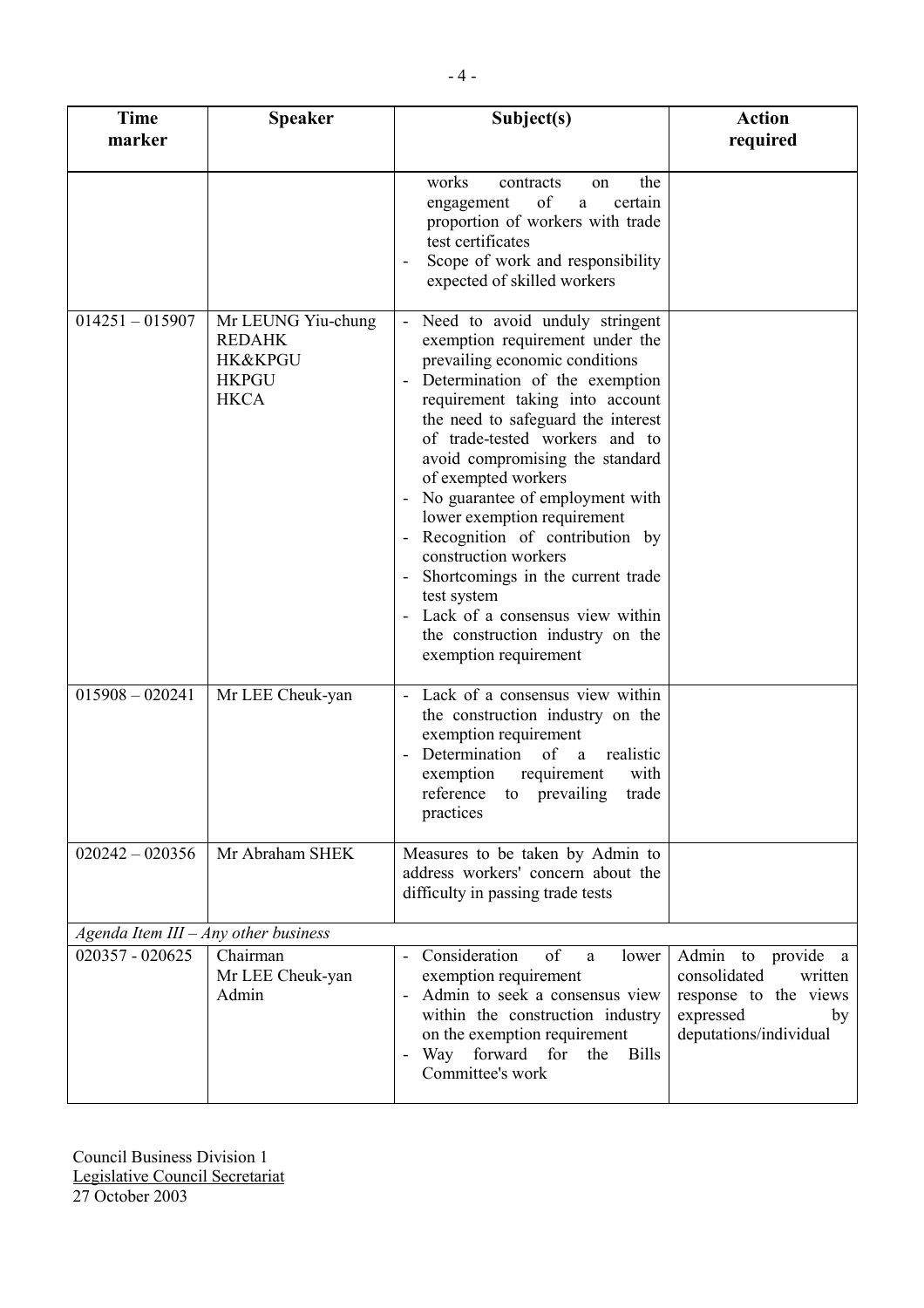| Time marker | Speaker | Subject(s) | Action required |
|---|---|---|---|
| | | works contracts on the engagement of a certain proportion of workers with trade test certificates<br>- Scope of work and responsibility expected of skilled workers | |
| 014251 – 015907 | Mr LEUNG Yiu-chung<br>REDAHK<br>HK&KPGU<br>HKPGU<br>HKCA | - Need to avoid unduly stringent exemption requirement under the prevailing economic conditions<br>- Determination of the exemption requirement taking into account the need to safeguard the interest of trade-tested workers and to avoid compromising the standard of exempted workers<br>- No guarantee of employment with lower exemption requirement<br>- Recognition of contribution by construction workers<br>- Shortcomings in the current trade test system<br>- Lack of a consensus view within the construction industry on the exemption requirement | |
| 015908 – 020241 | Mr LEE Cheuk-yan | - Lack of a consensus view within the construction industry on the exemption requirement<br>- Determination of a realistic exemption requirement with reference to prevailing trade practices | |
| 020242 – 020356 | Mr Abraham SHEK | Measures to be taken by Admin to address workers' concern about the difficulty in passing trade tests | |
| *Agenda Item III – Any other business* | | | |
| 020357 - 020625 | Chairman<br>Mr LEE Cheuk-yan<br>Admin | - Consideration of a lower exemption requirement<br>- Admin to seek a consensus view within the construction industry on the exemption requirement<br>- Way forward for the Bills Committee's work | Admin to provide a consolidated written response to the views expressed by deputations/individual |

Council Business Division 1
Legislative Council Secretariat
27 October 2003